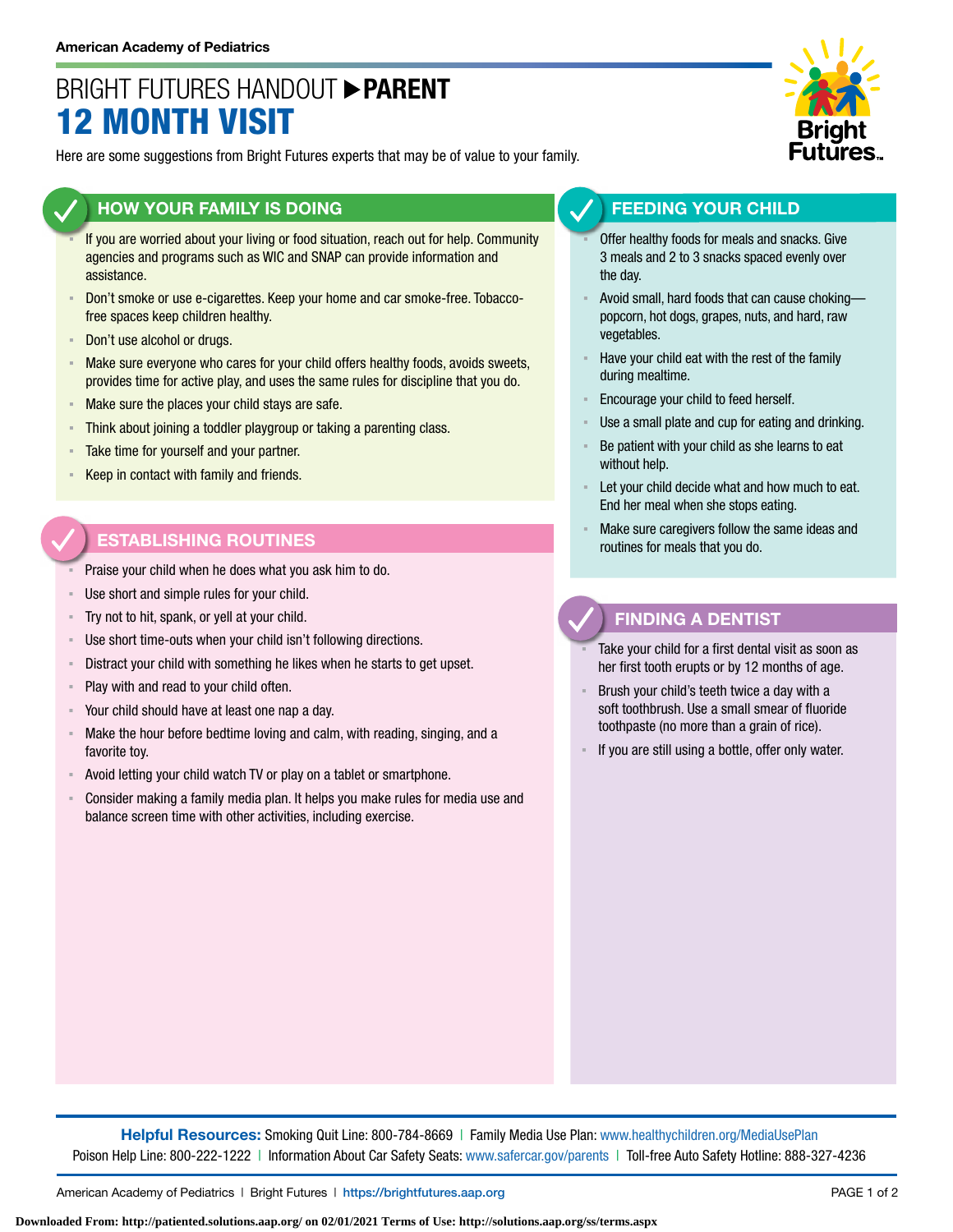American Academy of Pediatrics

# BRIGHT FUTURES HANDOUT ▶ PARENT
# 12 MONTH VISIT

Here are some suggestions from Bright Futures experts that may be of value to your family.

## HOW YOUR FAMILY IS DOING

- If you are worried about your living or food situation, reach out for help. Community agencies and programs such as WIC and SNAP can provide information and assistance.
- Don't smoke or use e-cigarettes. Keep your home and car smoke-free. Tobacco-free spaces keep children healthy.
- Don't use alcohol or drugs.
- Make sure everyone who cares for your child offers healthy foods, avoids sweets, provides time for active play, and uses the same rules for discipline that you do.
- Make sure the places your child stays are safe.
- Think about joining a toddler playgroup or taking a parenting class.
- Take time for yourself and your partner.
- Keep in contact with family and friends.

## ESTABLISHING ROUTINES

- Praise your child when he does what you ask him to do.
- Use short and simple rules for your child.
- Try not to hit, spank, or yell at your child.
- Use short time-outs when your child isn't following directions.
- Distract your child with something he likes when he starts to get upset.
- Play with and read to your child often.
- Your child should have at least one nap a day.
- Make the hour before bedtime loving and calm, with reading, singing, and a favorite toy.
- Avoid letting your child watch TV or play on a tablet or smartphone.
- Consider making a family media plan. It helps you make rules for media use and balance screen time with other activities, including exercise.

## FEEDING YOUR CHILD

- Offer healthy foods for meals and snacks. Give 3 meals and 2 to 3 snacks spaced evenly over the day.
- Avoid small, hard foods that can cause choking—popcorn, hot dogs, grapes, nuts, and hard, raw vegetables.
- Have your child eat with the rest of the family during mealtime.
- Encourage your child to feed herself.
- Use a small plate and cup for eating and drinking.
- Be patient with your child as she learns to eat without help.
- Let your child decide what and how much to eat. End her meal when she stops eating.
- Make sure caregivers follow the same ideas and routines for meals that you do.

## FINDING A DENTIST

- Take your child for a first dental visit as soon as her first tooth erupts or by 12 months of age.
- Brush your child's teeth twice a day with a soft toothbrush. Use a small smear of fluoride toothpaste (no more than a grain of rice).
- If you are still using a bottle, offer only water.

**Helpful Resources:** Smoking Quit Line: 800-784-8669 | Family Media Use Plan: www.healthychildren.org/MediaUsePlan
Poison Help Line: 800-222-1222 | Information About Car Safety Seats: www.safercar.gov/parents | Toll-free Auto Safety Hotline: 888-327-4236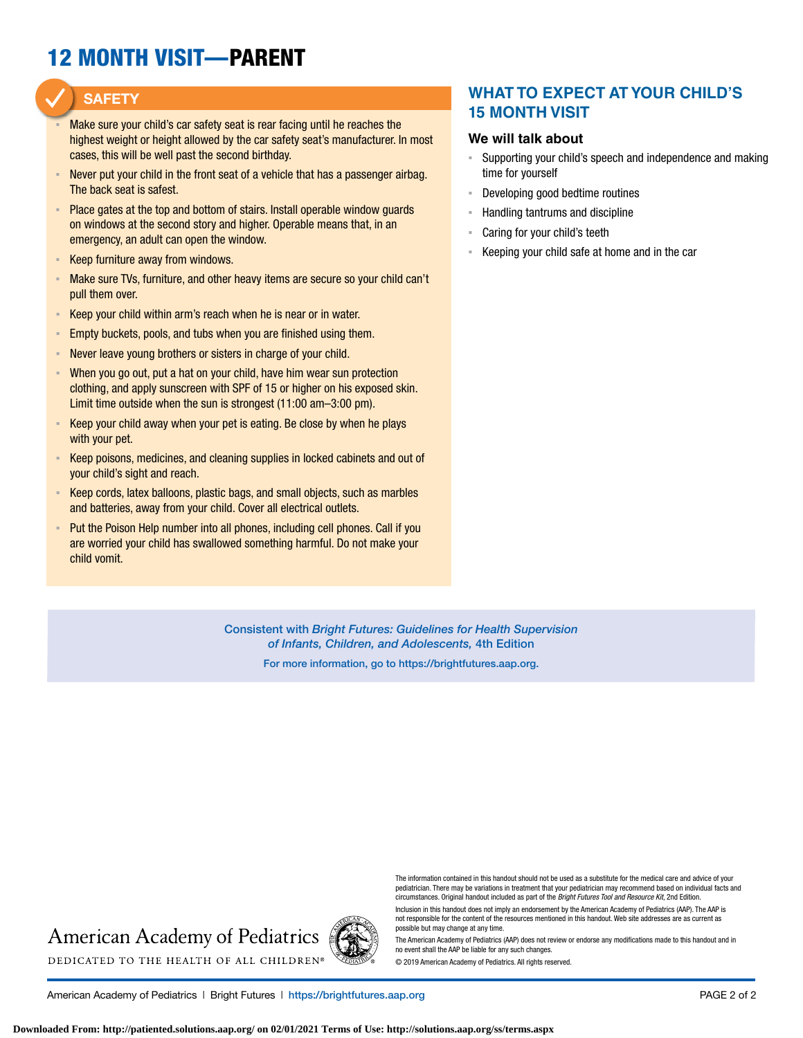# 12 MONTH VISIT—PARENT

## SAFETY

- Make sure your child's car safety seat is rear facing until he reaches the highest weight or height allowed by the car safety seat's manufacturer. In most cases, this will be well past the second birthday.
- Never put your child in the front seat of a vehicle that has a passenger airbag. The back seat is safest.
- Place gates at the top and bottom of stairs. Install operable window guards on windows at the second story and higher. Operable means that, in an emergency, an adult can open the window.
- Keep furniture away from windows.
- Make sure TVs, furniture, and other heavy items are secure so your child can't pull them over.
- Keep your child within arm's reach when he is near or in water.
- Empty buckets, pools, and tubs when you are finished using them.
- Never leave young brothers or sisters in charge of your child.
- When you go out, put a hat on your child, have him wear sun protection clothing, and apply sunscreen with SPF of 15 or higher on his exposed skin. Limit time outside when the sun is strongest (11:00 am–3:00 pm).
- Keep your child away when your pet is eating. Be close by when he plays with your pet.
- Keep poisons, medicines, and cleaning supplies in locked cabinets and out of your child's sight and reach.
- Keep cords, latex balloons, plastic bags, and small objects, such as marbles and batteries, away from your child. Cover all electrical outlets.
- Put the Poison Help number into all phones, including cell phones. Call if you are worried your child has swallowed something harmful. Do not make your child vomit.

## WHAT TO EXPECT AT YOUR CHILD'S 15 MONTH VISIT

### We will talk about

- Supporting your child's speech and independence and making time for yourself
- Developing good bedtime routines
- Handling tantrums and discipline
- Caring for your child's teeth
- Keeping your child safe at home and in the car

Consistent with *Bright Futures: Guidelines for Health Supervision of Infants, Children, and Adolescents,* 4th Edition

For more information, go to https://brightfutures.aap.org.

American Academy of Pediatrics

DEDICATED TO THE HEALTH OF ALL CHILDREN®

The information contained in this handout should not be used as a substitute for the medical care and advice of your pediatrician. There may be variations in treatment that your pediatrician may recommend based on individual facts and circumstances. Original handout included as part of the *Bright Futures Tool and Resource Kit,* 2nd Edition.

Inclusion in this handout does not imply an endorsement by the American Academy of Pediatrics (AAP). The AAP is not responsible for the content of the resources mentioned in this handout. Web site addresses are as current as possible but may change at any time.

The American Academy of Pediatrics (AAP) does not review or endorse any modifications made to this handout and in no event shall the AAP be liable for any such changes.

© 2019 American Academy of Pediatrics. All rights reserved.

Downloaded From: http://patiented.solutions.aap.org/ on 02/01/2021 Terms of Use: http://solutions.aap.org/ss/terms.aspx